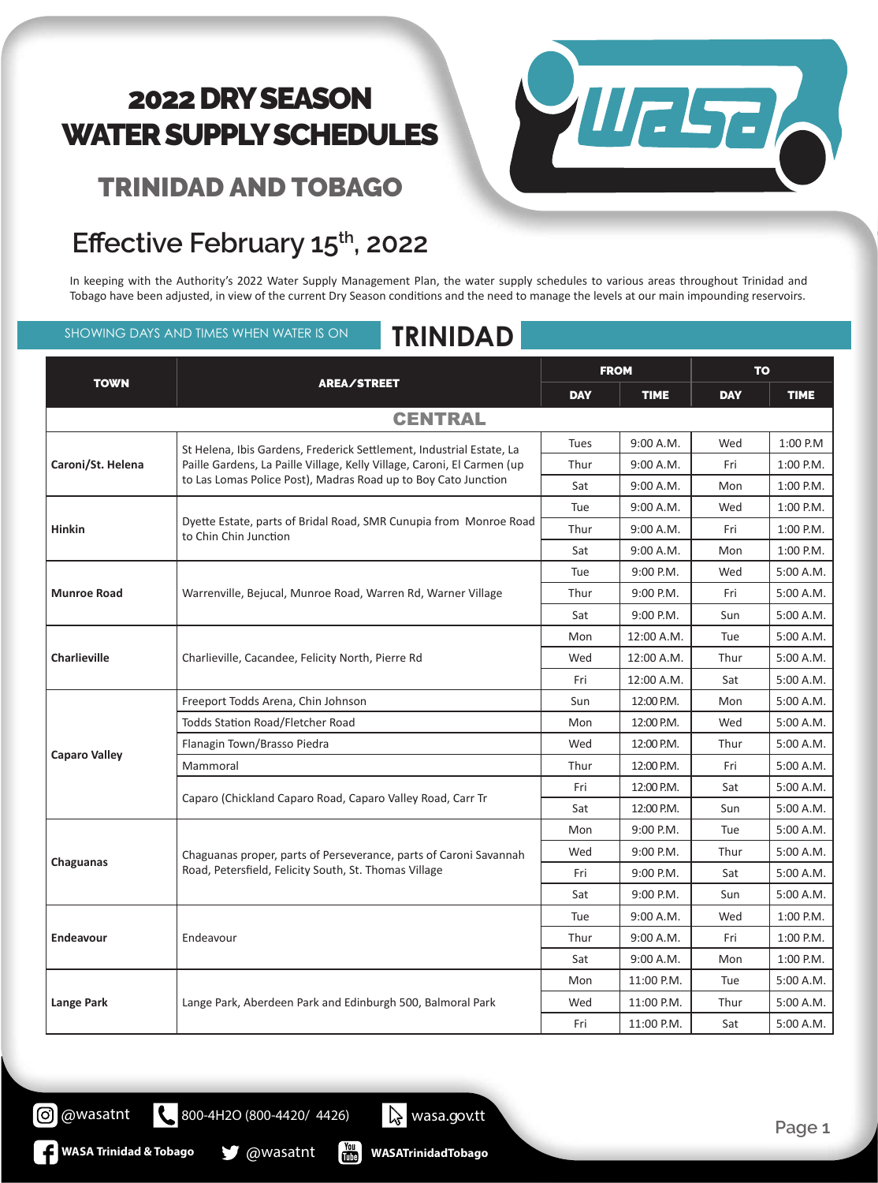# 2022 DRY SEASON WATER SUPPLY SCHEDULES

## TRINIDAD AND TOBAGO

## Effective February 15th, 2022

In keeping with the Authority's 2022 Water Supply Management Plan, the water supply schedules to various areas throughout Trinidad and Tobago have been adjusted, in view of the current Dry Season conditions and the need to manage the levels at our main impounding reservoirs.

SHOWING DAYS AND TIMES WHEN WATER IS ON

## TRINIDAD

| TOWN | AREA/STREET | FROM | | TO | |
|---|---|---|---|---|---|
| | | DAY | TIME | DAY | TIME |
| **CENTRAL** | | | | | |
| Caroni/St. Helena | St Helena, Ibis Gardens, Frederick Settlement, Industrial Estate, La Paille Gardens, La Paille Village, Kelly Village, Caroni, El Carmen (up to Las Lomas Police Post), Madras Road up to Boy Cato Junction | Tues | 9:00 A.M. | Wed | 1:00 P.M |
| | | Thur | 9:00 A.M. | Fri | 1:00 P.M. |
| | | Sat | 9:00 A.M. | Mon | 1:00 P.M. |
| Hinkin | Dyette Estate, parts of Bridal Road, SMR Cunupia from Monroe Road to Chin Chin Junction | Tue | 9:00 A.M. | Wed | 1:00 P.M. |
| | | Thur | 9:00 A.M. | Fri | 1:00 P.M. |
| | | Sat | 9:00 A.M. | Mon | 1:00 P.M. |
| Munroe Road | Warrenville, Bejucal, Munroe Road, Warren Rd, Warner Village | Tue | 9:00 P.M. | Wed | 5:00 A.M. |
| | | Thur | 9:00 P.M. | Fri | 5:00 A.M. |
| | | Sat | 9:00 P.M. | Sun | 5:00 A.M. |
| Charlieville | Charlieville, Cacandee, Felicity North, Pierre Rd | Mon | 12:00 A.M. | Tue | 5:00 A.M. |
| | | Wed | 12:00 A.M. | Thur | 5:00 A.M. |
| | | Fri | 12:00 A.M. | Sat | 5:00 A.M. |
| Caparo Valley | Freeport Todds Arena, Chin Johnson | Sun | 12:00 P.M. | Mon | 5:00 A.M. |
| | Todds Station Road/Fletcher Road | Mon | 12:00 P.M. | Wed | 5:00 A.M. |
| | Flanagin Town/Brasso Piedra | Wed | 12:00 P.M. | Thur | 5:00 A.M. |
| | Mammoral | Thur | 12:00 P.M. | Fri | 5:00 A.M. |
| | Caparo (Chickland Caparo Road, Caparo Valley Road, Carr Tr | Fri | 12:00 P.M. | Sat | 5:00 A.M. |
| | | Sat | 12:00 P.M. | Sun | 5:00 A.M. |
| Chaguanas | Chaguanas proper, parts of Perseverance, parts of Caroni Savannah Road, Petersfield, Felicity South, St. Thomas Village | Mon | 9:00 P.M. | Tue | 5:00 A.M. |
| | | Wed | 9:00 P.M. | Thur | 5:00 A.M. |
| | | Fri | 9:00 P.M. | Sat | 5:00 A.M. |
| | | Sat | 9:00 P.M. | Sun | 5:00 A.M. |
| Endeavour | Endeavour | Tue | 9:00 A.M. | Wed | 1:00 P.M. |
| | | Thur | 9:00 A.M. | Fri | 1:00 P.M. |
| | | Sat | 9:00 A.M. | Mon | 1:00 P.M. |
| Lange Park | Lange Park, Aberdeen Park and Edinburgh 500, Balmoral Park | Mon | 11:00 P.M. | Tue | 5:00 A.M. |
| | | Wed | 11:00 P.M. | Thur | 5:00 A.M. |
| | | Fri | 11:00 P.M. | Sat | 5:00 A.M. |

@wasatnt | 800-4H2O (800-4420/ 4426) | wasa.gov.tt

WASA Trinidad & Tobago | @wasatnt | WASATrinidadTobago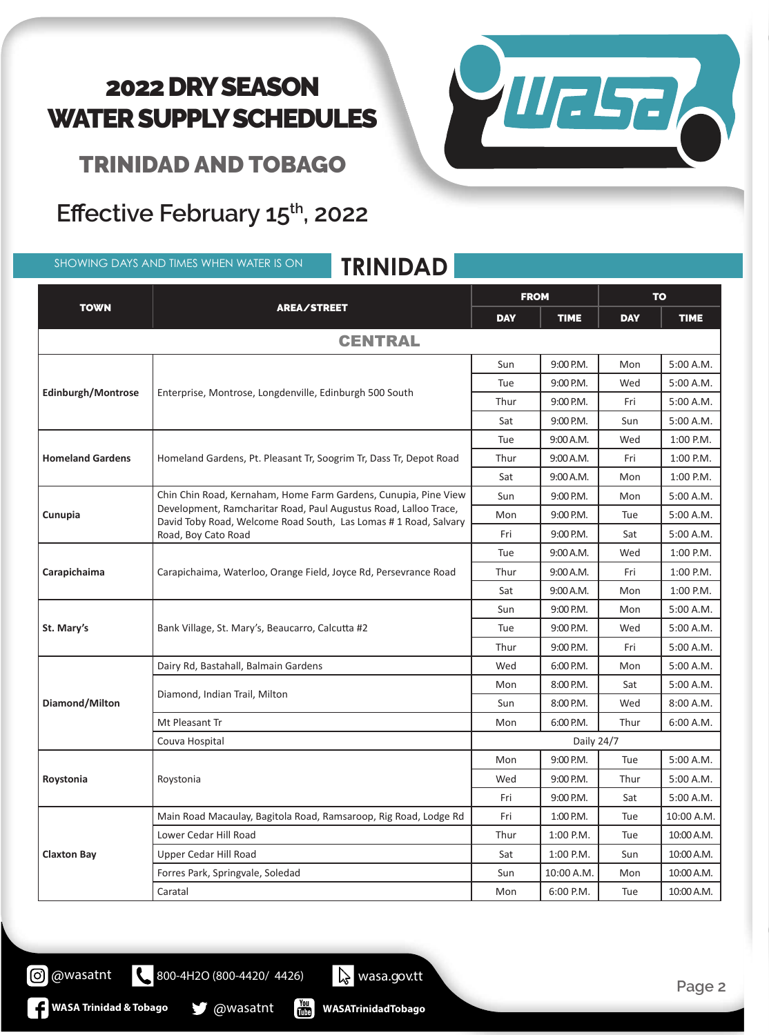# 2022 DRY SEASON WATER SUPPLY SCHEDULES

## TRINIDAD AND TOBAGO

### Effective February 15th, 2022

SHOWING DAYS AND TIMES WHEN WATER IS ON

## TRINIDAD

| TOWN | AREA/STREET | FROM | | TO | |
|---|---|---|---|---|---|
| | | DAY | TIME | DAY | TIME |
| **CENTRAL** | | | | | |
| **Edinburgh/Montrose** | Enterprise, Montrose, Longdenville, Edinburgh 500 South | Sun | 9:00 P.M. | Mon | 5:00 A.M. |
| | | Tue | 9:00 P.M. | Wed | 5:00 A.M. |
| | | Thur | 9:00 P.M. | Fri | 5:00 A.M. |
| | | Sat | 9:00 P.M. | Sun | 5:00 A.M. |
| **Homeland Gardens** | Homeland Gardens, Pt. Pleasant Tr, Soogrim Tr, Dass Tr, Depot Road | Tue | 9:00 A.M. | Wed | 1:00 P.M. |
| | | Thur | 9:00 A.M. | Fri | 1:00 P.M. |
| | | Sat | 9:00 A.M. | Mon | 1:00 P.M. |
| **Cunupia** | Chin Chin Road, Kernaham, Home Farm Gardens, Cunupia, Pine View Development, Ramcharitar Road, Paul Augustus Road, Lalloo Trace, David Toby Road, Welcome Road South, Las Lomas # 1 Road, Salvary Road, Boy Cato Road | Sun | 9:00 P.M. | Mon | 5:00 A.M. |
| | | Mon | 9:00 P.M. | Tue | 5:00 A.M. |
| | | Fri | 9:00 P.M. | Sat | 5:00 A.M. |
| **Carapichaima** | Carapichaima, Waterloo, Orange Field, Joyce Rd, Persevrance Road | Tue | 9:00 A.M. | Wed | 1:00 P.M. |
| | | Thur | 9:00 A.M. | Fri | 1:00 P.M. |
| | | Sat | 9:00 A.M. | Mon | 1:00 P.M. |
| **St. Mary's** | Bank Village, St. Mary's, Beaucarro, Calcutta #2 | Sun | 9:00 P.M. | Mon | 5:00 A.M. |
| | | Tue | 9:00 P.M. | Wed | 5:00 A.M. |
| | | Thur | 9:00 P.M. | Fri | 5:00 A.M. |
| **Diamond/Milton** | Dairy Rd, Bastahall, Balmain Gardens | Wed | 6:00 P.M. | Mon | 5:00 A.M. |
| | Diamond, Indian Trail, Milton | Mon | 8:00 P.M. | Sat | 5:00 A.M. |
| | | Sun | 8:00 P.M. | Wed | 8:00 A.M. |
| | Mt Pleasant Tr | Mon | 6:00 P.M. | Thur | 6:00 A.M. |
| | Couva Hospital | Daily 24/7 | | | |
| **Roystonia** | Roystonia | Mon | 9:00 P.M. | Tue | 5:00 A.M. |
| | | Wed | 9:00 P.M. | Thur | 5:00 A.M. |
| | | Fri | 9:00 P.M. | Sat | 5:00 A.M. |
| **Claxton Bay** | Main Road Macaulay, Bagitola Road, Ramsaroop, Rig Road, Lodge Rd | Fri | 1:00 P.M. | Tue | 10:00 A.M. |
| | Lower Cedar Hill Road | Thur | 1:00 P.M. | Tue | 10:00 A.M. |
| | Upper Cedar Hill Road | Sat | 1:00 P.M. | Sun | 10:00 A.M. |
| | Forres Park, Springvale, Soledad | Sun | 10:00 A.M. | Mon | 10:00 A.M. |
| | Caratal | Mon | 6:00 P.M. | Tue | 10:00 A.M. |

@wasatnt | 800-4H2O (800-4420/ 4426) | wasa.gov.tt

WASA Trinidad & Tobago | @wasatnt | WASATrinidadTobago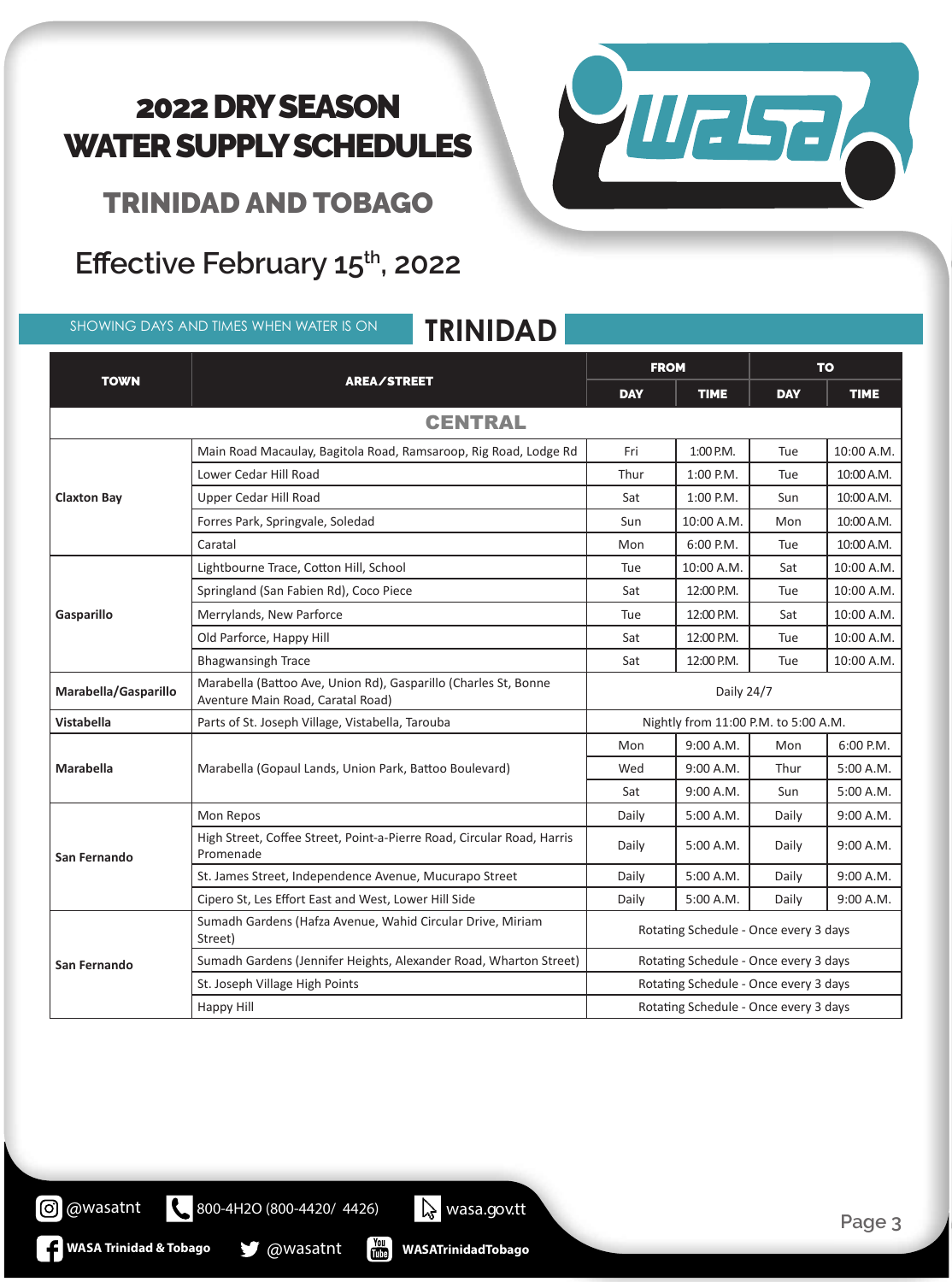# 2022 DRY SEASON WATER SUPPLY SCHEDULES

## TRINIDAD AND TOBAGO

## Effective February 15th, 2022

SHOWING DAYS AND TIMES WHEN WATER IS ON

## TRINIDAD

| TOWN | AREA/STREET | FROM | | TO | |
|---|---|---|---|---|---|
| | | DAY | TIME | DAY | TIME |
| **CENTRAL** | | | | | |
| Claxton Bay | Main Road Macaulay, Bagitola Road, Ramsaroop, Rig Road, Lodge Rd | Fri | 1:00 P.M. | Tue | 10:00 A.M. |
| | Lower Cedar Hill Road | Thur | 1:00 P.M. | Tue | 10:00 A.M. |
| | Upper Cedar Hill Road | Sat | 1:00 P.M. | Sun | 10:00 A.M. |
| | Forres Park, Springvale, Soledad | Sun | 10:00 A.M. | Mon | 10:00 A.M. |
| | Caratal | Mon | 6:00 P.M. | Tue | 10:00 A.M. |
| Gasparillo | Lightbourne Trace, Cotton Hill, School | Tue | 10:00 A.M. | Sat | 10:00 A.M. |
| | Springland (San Fabien Rd), Coco Piece | Sat | 12:00 P.M. | Tue | 10:00 A.M. |
| | Merrylands, New Parforce | Tue | 12:00 P.M. | Sat | 10:00 A.M. |
| | Old Parforce, Happy Hill | Sat | 12:00 P.M. | Tue | 10:00 A.M. |
| | Bhagwansingh Trace | Sat | 12:00 P.M. | Tue | 10:00 A.M. |
| Marabella/Gasparillo | Marabella (Battoo Ave, Union Rd), Gasparillo (Charles St, Bonne Aventure Main Road, Caratal Road) | Daily 24/7 | | | |
| Vistabella | Parts of St. Joseph Village, Vistabella, Tarouba | Nightly from 11:00 P.M. to 5:00 A.M. | | | |
| Marabella | Marabella (Gopaul Lands, Union Park, Battoo Boulevard) | Mon | 9:00 A.M. | Mon | 6:00 P.M. |
| | | Wed | 9:00 A.M. | Thur | 5:00 A.M. |
| | | Sat | 9:00 A.M. | Sun | 5:00 A.M. |
| San Fernando | Mon Repos | Daily | 5:00 A.M. | Daily | 9:00 A.M. |
| | High Street, Coffee Street, Point-a-Pierre Road, Circular Road, Harris Promenade | Daily | 5:00 A.M. | Daily | 9:00 A.M. |
| | St. James Street, Independence Avenue, Mucurapo Street | Daily | 5:00 A.M. | Daily | 9:00 A.M. |
| | Cipero St, Les Effort East and West, Lower Hill Side | Daily | 5:00 A.M. | Daily | 9:00 A.M. |
| San Fernando | Sumadh Gardens (Hafza Avenue, Wahid Circular Drive, Miriam Street) | Rotating Schedule - Once every 3 days | | | |
| | Sumadh Gardens (Jennifer Heights, Alexander Road, Wharton Street) | Rotating Schedule - Once every 3 days | | | |
| | St. Joseph Village High Points | Rotating Schedule - Once every 3 days | | | |
| | Happy Hill | Rotating Schedule - Once every 3 days | | | |

@wasatnt | 800-4H2O (800-4420/ 4426) | wasa.gov.tt

WASA Trinidad & Tobago | @wasatnt | WASATrinidadTobago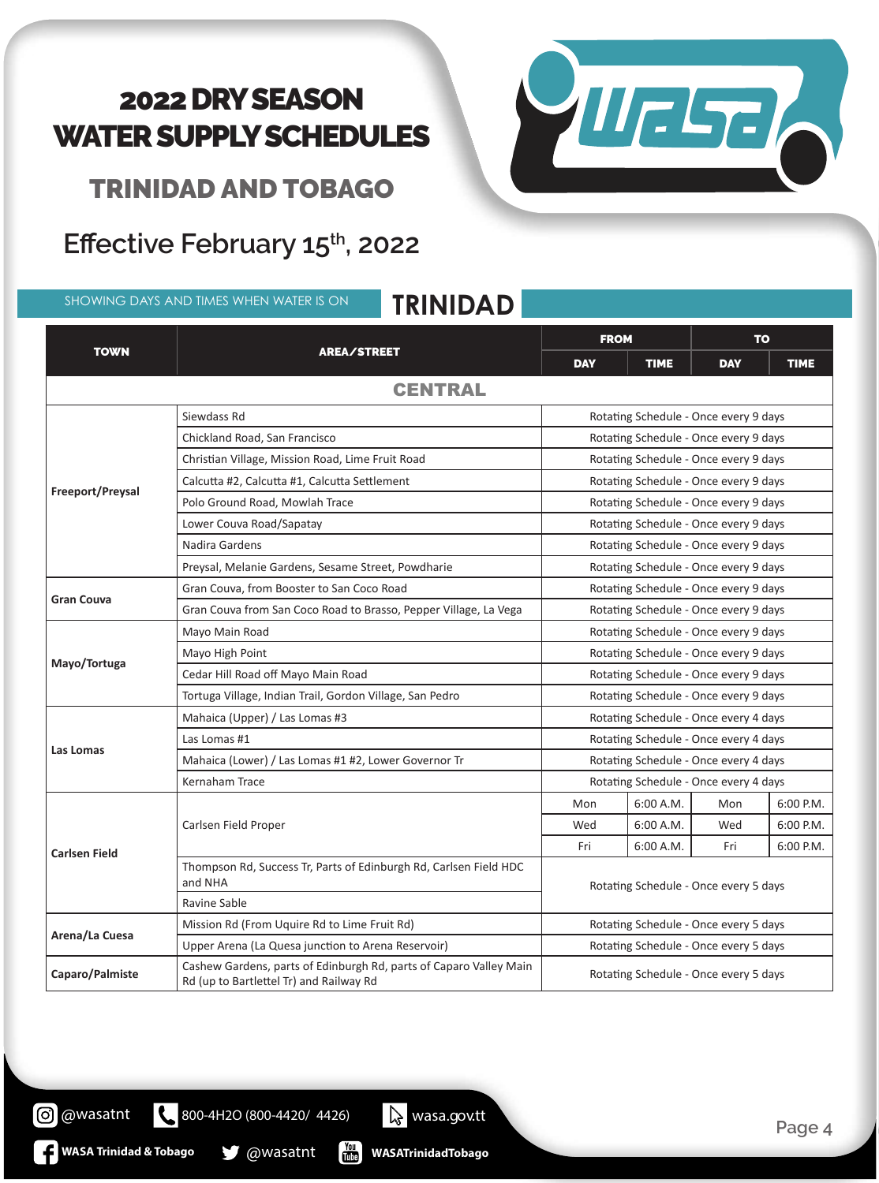# 2022 DRY SEASON WATER SUPPLY SCHEDULES

## TRINIDAD AND TOBAGO

## Effective February 15th, 2022

SHOWING DAYS AND TIMES WHEN WATER IS ON

## TRINIDAD

| TOWN | AREA/STREET | FROM | | TO | |
|---|---|---|---|---|---|
| | | DAY | TIME | DAY | TIME |
| **CENTRAL** | | | | | |
| Freeport/Preysal | Siewdass Rd | Rotating Schedule - Once every 9 days | | | |
| | Chickland Road, San Francisco | Rotating Schedule - Once every 9 days | | | |
| | Christian Village, Mission Road, Lime Fruit Road | Rotating Schedule - Once every 9 days | | | |
| | Calcutta #2, Calcutta #1, Calcutta Settlement | Rotating Schedule - Once every 9 days | | | |
| | Polo Ground Road, Mowlah Trace | Rotating Schedule - Once every 9 days | | | |
| | Lower Couva Road/Sapatay | Rotating Schedule - Once every 9 days | | | |
| | Nadira Gardens | Rotating Schedule - Once every 9 days | | | |
| | Preysal, Melanie Gardens, Sesame Street, Powdharie | Rotating Schedule - Once every 9 days | | | |
| Gran Couva | Gran Couva, from Booster to San Coco Road | Rotating Schedule - Once every 9 days | | | |
| | Gran Couva from San Coco Road to Brasso, Pepper Village, La Vega | Rotating Schedule - Once every 9 days | | | |
| Mayo/Tortuga | Mayo Main Road | Rotating Schedule - Once every 9 days | | | |
| | Mayo High Point | Rotating Schedule - Once every 9 days | | | |
| | Cedar Hill Road off Mayo Main Road | Rotating Schedule - Once every 9 days | | | |
| | Tortuga Village, Indian Trail, Gordon Village, San Pedro | Rotating Schedule - Once every 9 days | | | |
| Las Lomas | Mahaica (Upper) / Las Lomas #3 | Rotating Schedule - Once every 4 days | | | |
| | Las Lomas #1 | Rotating Schedule - Once every 4 days | | | |
| | Mahaica (Lower) / Las Lomas #1 #2, Lower Governor Tr | Rotating Schedule - Once every 4 days | | | |
| | Kernaham Trace | Rotating Schedule - Once every 4 days | | | |
| Carlsen Field | Carlsen Field Proper | Mon | 6:00 A.M. | Mon | 6:00 P.M. |
| | | Wed | 6:00 A.M. | Wed | 6:00 P.M. |
| | | Fri | 6:00 A.M. | Fri | 6:00 P.M. |
| | Thompson Rd, Success Tr, Parts of Edinburgh Rd, Carlsen Field HDC and NHA | Rotating Schedule - Once every 5 days | | | |
| | Ravine Sable | | | | |
| Arena/La Cuesa | Mission Rd (From Uquire Rd to Lime Fruit Rd) | Rotating Schedule - Once every 5 days | | | |
| | Upper Arena (La Quesa junction to Arena Reservoir) | Rotating Schedule - Once every 5 days | | | |
| Caparo/Palmiste | Cashew Gardens, parts of Edinburgh Rd, parts of Caparo Valley Main Rd (up to Bartlettel Tr) and Railway Rd | Rotating Schedule - Once every 5 days | | | |

@wasatnt | 800-4H2O (800-4420/ 4426) | wasa.gov.tt

WASA Trinidad & Tobago | @wasatnt | WASATrinidadTobago